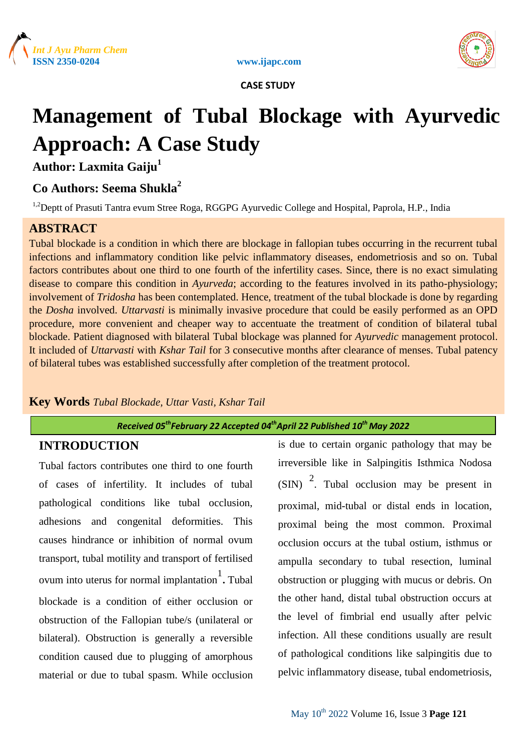CASE STUDY

# Management of Tubal Blockage with Ayurvedic Approach: A Case Study

**Author: Laxmita Gaiju[1]**

**Co Authors: Seema Shukla[2]**

[1,2]Deptt of Prasuti Tantra evum Stree Roga, RGGPG Ayurvedic College and Hospital, Paprola, H.P., India

## ABSTRACT

Tubal blockade is a condition in which there are blockage in fallopian tubes occurring in the recurrent tubal infections and inflammatory condition like pelvic inflammatory diseases, endometriosis and so on. Tubal factors contributes about one third to one fourth of the infertility cases. Since, there is no exact simulating disease to compare this condition in *Ayurveda*; according to the features involved in its patho-physiology; involvement of *Tridosha* has been contemplated. Hence, treatment of the tubal blockade is done by regarding the *Dosha* involved. *Uttarvasti* is minimally invasive procedure that could be easily performed as an OPD procedure, more convenient and cheaper way to accentuate the treatment of condition of bilateral tubal blockade. Patient diagnosed with bilateral Tubal blockage was planned for *Ayurvedic* management protocol. It included of *Uttarvasti* with *Kshar Tail* for 3 consecutive months after clearance of menses. Tubal patency of bilateral tubes was established successfully after completion of the treatment protocol.

**Key Words** *Tubal Blockade, Uttar Vasti, Kshar Tail*

*Received 05th February 22 Accepted 04th April 22 Published 10th May 2022*

## INTRODUCTION

Tubal factors contributes one third to one fourth of cases of infertility. It includes of tubal pathological conditions like tubal occlusion, adhesions and congenital deformities. This causes hindrance or inhibition of normal ovum transport, tubal motility and transport of fertilised ovum into uterus for normal implantation[1]**.** Tubal blockade is a condition of either occlusion or obstruction of the Fallopian tube/s (unilateral or bilateral). Obstruction is generally a reversible condition caused due to plugging of amorphous material or due to tubal spasm. While occlusion is due to certain organic pathology that may be irreversible like in Salpingitis Isthmica Nodosa (SIN) [2]. Tubal occlusion may be present in proximal, mid-tubal or distal ends in location, proximal being the most common. Proximal occlusion occurs at the tubal ostium, isthmus or ampulla secondary to tubal resection, luminal obstruction or plugging with mucus or debris. On the other hand, distal tubal obstruction occurs at the level of fimbrial end usually after pelvic infection. All these conditions usually are result of pathological conditions like salpingitis due to pelvic inflammatory disease, tubal endometriosis,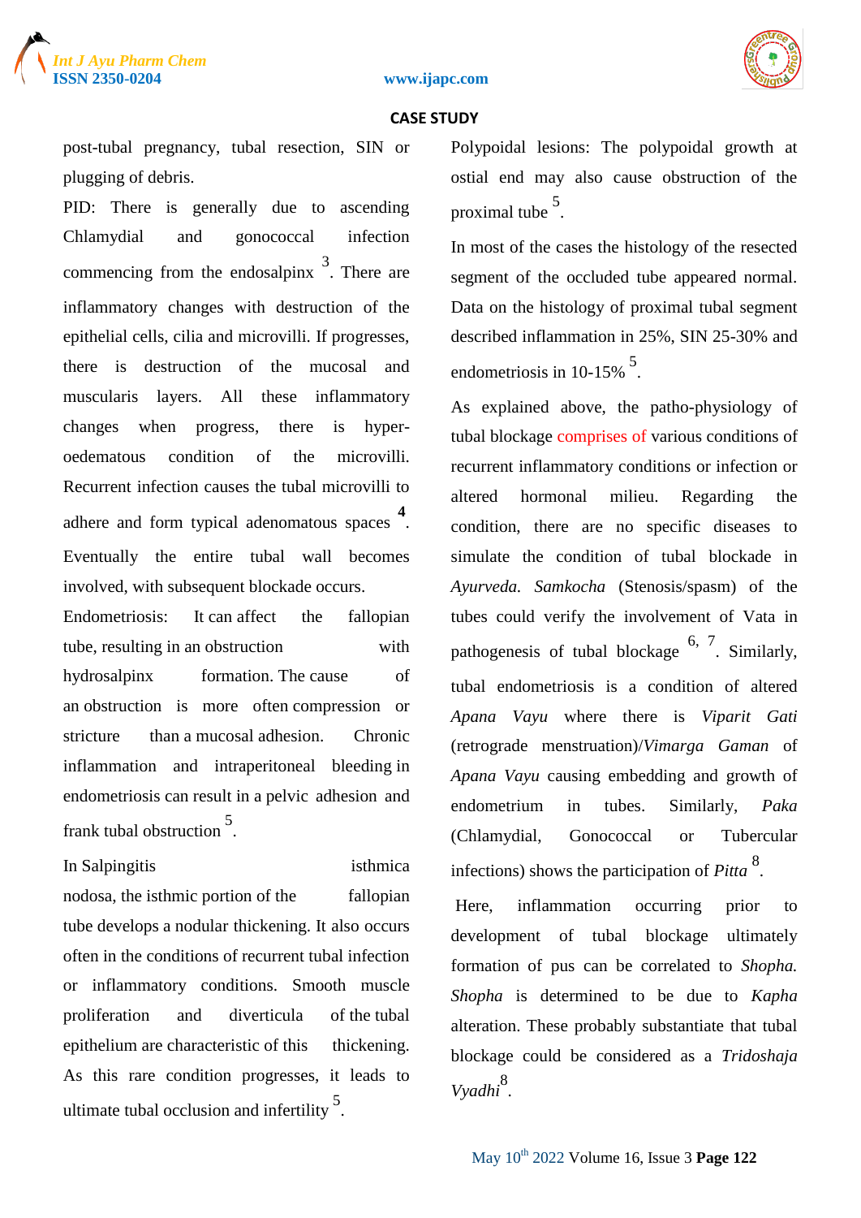post-tubal pregnancy, tubal resection, SIN or plugging of debris.

PID: There is generally due to ascending Chlamydial and gonococcal infection commencing from the endosalpinx [3]. There are inflammatory changes with destruction of the epithelial cells, cilia and microvilli. If progresses, there is destruction of the mucosal and muscularis layers. All these inflammatory changes when progress, there is hyper-oedematous condition of the microvilli. Recurrent infection causes the tubal microvilli to adhere and form typical adenomatous spaces [4]. Eventually the entire tubal wall becomes involved, with subsequent blockade occurs.

Endometriosis: It can affect the fallopian tube, resulting in an obstruction with hydrosalpinx formation. The cause of an obstruction is more often compression or stricture than a mucosal adhesion. Chronic inflammation and intraperitoneal bleeding in endometriosis can result in a pelvic adhesion and frank tubal obstruction [5].

In Salpingitis isthmica nodosa, the isthmic portion of the fallopian tube develops a nodular thickening. It also occurs often in the conditions of recurrent tubal infection or inflammatory conditions. Smooth muscle proliferation and diverticula of the tubal epithelium are characteristic of this thickening. As this rare condition progresses, it leads to ultimate tubal occlusion and infertility [5].

Polypoidal lesions: The polypoidal growth at ostial end may also cause obstruction of the proximal tube [5].

In most of the cases the histology of the resected segment of the occluded tube appeared normal. Data on the histology of proximal tubal segment described inflammation in 25%, SIN 25-30% and endometriosis in 10-15% [5].

As explained above, the patho-physiology of tubal blockage comprises of various conditions of recurrent inflammatory conditions or infection or altered hormonal milieu. Regarding the condition, there are no specific diseases to simulate the condition of tubal blockade in *Ayurveda*. *Samkocha* (Stenosis/spasm) of the tubes could verify the involvement of Vata in pathogenesis of tubal blockage [6, 7]. Similarly, tubal endometriosis is a condition of altered *Apana Vayu* where there is *Viparit Gati* (retrograde menstruation)/*Vimarga Gaman* of *Apana Vayu* causing embedding and growth of endometrium in tubes. Similarly, *Paka* (Chlamydial, Gonococcal or Tubercular infections) shows the participation of *Pitta* [8].

Here, inflammation occurring prior to development of tubal blockage ultimately formation of pus can be correlated to *Shopha. Shopha* is determined to be due to *Kapha* alteration. These probably substantiate that tubal blockage could be considered as a *Tridoshaja Vyadhi* [8].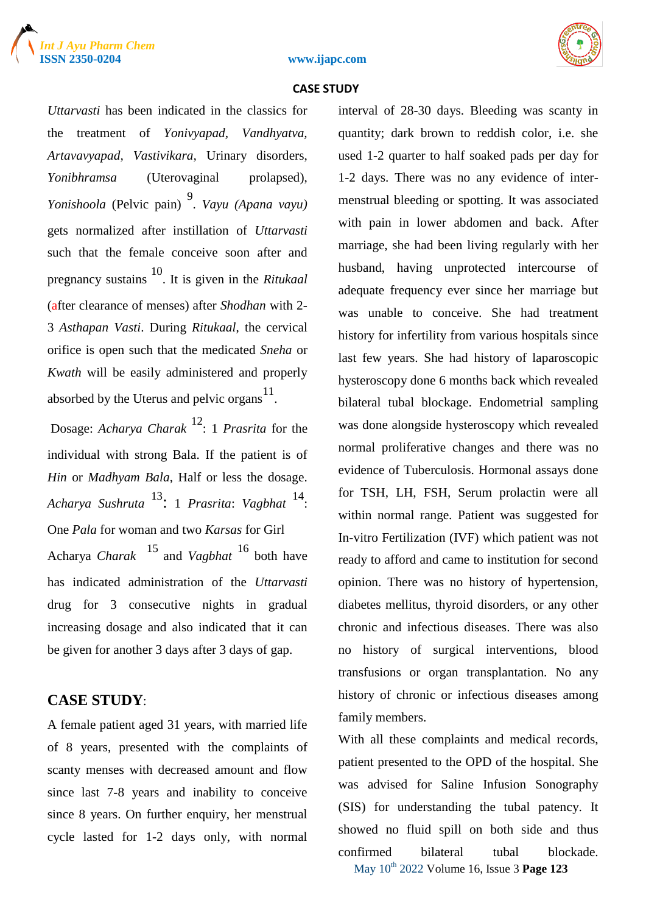*Uttarvasti* has been indicated in the classics for the treatment of *Yonivyapad*, *Vandhyatva*, *Artavavyapad*, *Vastivikara*, Urinary disorders, *Yonibhramsa* (Uterovaginal prolapsed), *Yonishoola* (Pelvic pain) [9]. *Vayu (Apana vayu)* gets normalized after instillation of *Uttarvasti* such that the female conceive soon after and pregnancy sustains [10]. It is given in the *Ritukaal* (after clearance of menses) after *Shodhan* with 2-3 *Asthapan Vasti*. During *Ritukaal*, the cervical orifice is open such that the medicated *Sneha* or *Kwath* will be easily administered and properly absorbed by the Uterus and pelvic organs[11].

Dosage: *Acharya Charak* [12]: 1 *Prasrita* for the individual with strong Bala. If the patient is of *Hin* or *Madhyam Bala*, Half or less the dosage. *Acharya Sushruta* [13]: 1 *Prasrita*: *Vagbhat* [14]: One *Pala* for woman and two *Karsas* for Girl

Acharya *Charak* [15] and *Vagbhat* [16] both have has indicated administration of the *Uttarvasti* drug for 3 consecutive nights in gradual increasing dosage and also indicated that it can be given for another 3 days after 3 days of gap.

## CASE STUDY:

A female patient aged 31 years, with married life of 8 years, presented with the complaints of scanty menses with decreased amount and flow since last 7-8 years and inability to conceive since 8 years. On further enquiry, her menstrual cycle lasted for 1-2 days only, with normal interval of 28-30 days. Bleeding was scanty in quantity; dark brown to reddish color, i.e. she used 1-2 quarter to half soaked pads per day for 1-2 days. There was no any evidence of inter-menstrual bleeding or spotting. It was associated with pain in lower abdomen and back. After marriage, she had been living regularly with her husband, having unprotected intercourse of adequate frequency ever since her marriage but was unable to conceive. She had treatment history for infertility from various hospitals since last few years. She had history of laparoscopic hysteroscopy done 6 months back which revealed bilateral tubal blockage. Endometrial sampling was done alongside hysteroscopy which revealed normal proliferative changes and there was no evidence of Tuberculosis. Hormonal assays done for TSH, LH, FSH, Serum prolactin were all within normal range. Patient was suggested for In-vitro Fertilization (IVF) which patient was not ready to afford and came to institution for second opinion. There was no history of hypertension, diabetes mellitus, thyroid disorders, or any other chronic and infectious diseases. There was also no history of surgical interventions, blood transfusions or organ transplantation. No any history of chronic or infectious diseases among family members.

With all these complaints and medical records, patient presented to the OPD of the hospital. She was advised for Saline Infusion Sonography (SIS) for understanding the tubal patency. It showed no fluid spill on both side and thus confirmed bilateral tubal blockade.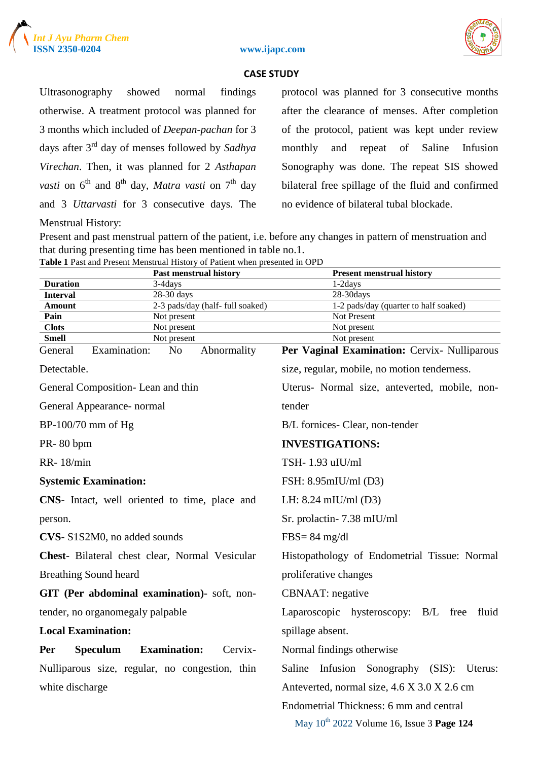Ultrasonography showed normal findings otherwise. A treatment protocol was planned for 3 months which included of *Deepan-pachan* for 3 days after 3rd day of menses followed by *Sadhya Virechan*. Then, it was planned for 2 *Asthapan vasti* on 6th and 8th day, *Matra vasti* on 7th day and 3 *Uttarvasti* for 3 consecutive days. The protocol was planned for 3 consecutive months after the clearance of menses. After completion of the protocol, patient was kept under review monthly and repeat of Saline Infusion Sonography was done. The repeat SIS showed bilateral free spillage of the fluid and confirmed no evidence of bilateral tubal blockade.

Menstrual History:

Present and past menstrual pattern of the patient, i.e. before any changes in pattern of menstruation and that during presenting time has been mentioned in table no.1.

**Table 1** Past and Present Menstrual History of Patient when presented in OPD

| | Past menstrual history | Present menstrual history |
|---|---|---|
| **Duration** | 3-4days | 1-2days |
| **Interval** | 28-30 days | 28-30days |
| **Amount** | 2-3 pads/day (half- full soaked) | 1-2 pads/day (quarter to half soaked) |
| **Pain** | Not present | Not Present |
| **Clots** | Not present | Not present |
| **Smell** | Not present | Not present |

General Examination: No Abnormality Detectable.

General Composition- Lean and thin

General Appearance- normal

BP-100/70 mm of Hg

PR- 80 bpm

RR- 18/min

**Systemic Examination:**

**CNS**- Intact, well oriented to time, place and person.

**CVS**- S1S2M0, no added sounds

**Chest**- Bilateral chest clear, Normal Vesicular Breathing Sound heard

**GIT (Per abdominal examination)**- soft, non-tender, no organomegaly palpable

**Local Examination:**

**Per Speculum Examination:** Cervix- Nulliparous size, regular, no congestion, thin white discharge

**Per Vaginal Examination:** Cervix- Nulliparous size, regular, mobile, no motion tenderness.

Uterus- Normal size, anteverted, mobile, non-tender

B/L fornices- Clear, non-tender

**INVESTIGATIONS:**

TSH- 1.93 uIU/ml

FSH: 8.95mIU/ml (D3)

LH: 8.24 mIU/ml (D3)

Sr. prolactin- 7.38 mIU/ml

FBS= 84 mg/dl

Histopathology of Endometrial Tissue: Normal proliferative changes

CBNAAT: negative

Laparoscopic hysteroscopy: B/L free fluid spillage absent.

Normal findings otherwise

Saline Infusion Sonography (SIS): Uterus: Anteverted, normal size, 4.6 X 3.0 X 2.6 cm

Endometrial Thickness: 6 mm and central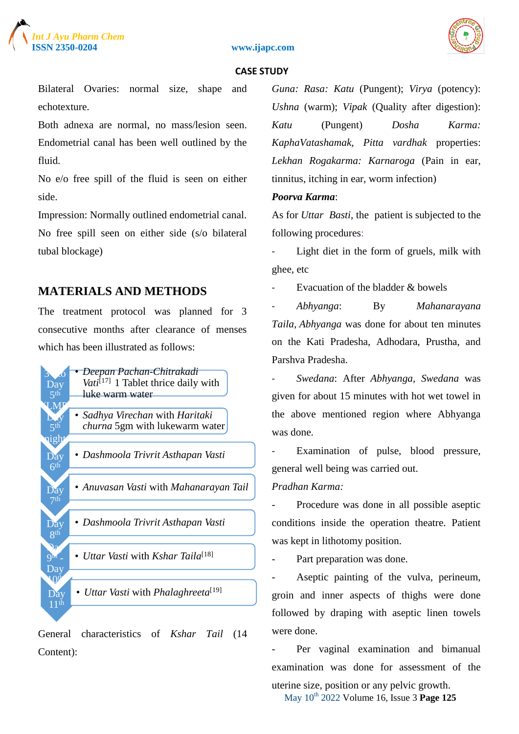Bilateral Ovaries: normal size, shape and echotexture.

Both adnexa are normal, no mass/lesion seen. Endometrial canal has been well outlined by the fluid.

No e/o free spill of the fluid is seen on either side.

Impression: Normally outlined endometrial canal. No free spill seen on either side (s/o bilateral tubal blockage)

## MATERIALS AND METHODS

The treatment protocol was planned for 3 consecutive months after clearance of menses which has been illustrated as follows:

| Day | Treatment |
|---|---|
| 3 to Day 5th LMP | *Deepan Pachan-Chitrakadi Vati*[17] 1 Tablet thrice daily with luke warm water |
| Day 5th night | *Sadhya Virechan* with *Haritaki churna* 5gm with lukewarm water |
| Day 6th | *Dashmoola Trivrit Asthapan Vasti* |
| Day 7th | *Anuvasan Vasti* with *Mahanarayan Tail* |
| Day 8th | *Dashmoola Trivrit Asthapan Vasti* |
| Day 9th - Day 10th | *Uttar Vasti* with *Kshar Taila*[18] |
| Day 11th | *Uttar Vasti* with *Phalaghreeta*[19] |

General characteristics of *Kshar Tail* (14 Content):

*Guna: Rasa: Katu* (Pungent); *Virya* (potency): *Ushna* (warm); *Vipak* (Quality after digestion): *Katu* (Pungent) *Dosha Karma: KaphaVatashamak, Pitta vardhak* properties: *Lekhan Rogakarma: Karnaroga* (Pain in ear, tinnitus, itching in ear, worm infection)

***Poorva Karma***:

As for *Uttar Basti*, the patient is subjected to the following procedures:

- Light diet in the form of gruels, milk with ghee, etc
- Evacuation of the bladder & bowels
- *Abhyanga*: By *Mahanarayana Taila*, *Abhyanga* was done for about ten minutes on the Kati Pradesha, Adhodara, Prustha, and Parshva Pradesha.
- *Swedana*: After *Abhyanga*, *Swedana* was given for about 15 minutes with hot wet towel in the above mentioned region where Abhyanga was done.
- Examination of pulse, blood pressure, general well being was carried out.

*Pradhan Karma:*

- Procedure was done in all possible aseptic conditions inside the operation theatre. Patient was kept in lithotomy position.
- Part preparation was done.
- Aseptic painting of the vulva, perineum, groin and inner aspects of thighs were done followed by draping with aseptic linen towels were done.
- Per vaginal examination and bimanual examination was done for assessment of the uterine size, position or any pelvic growth.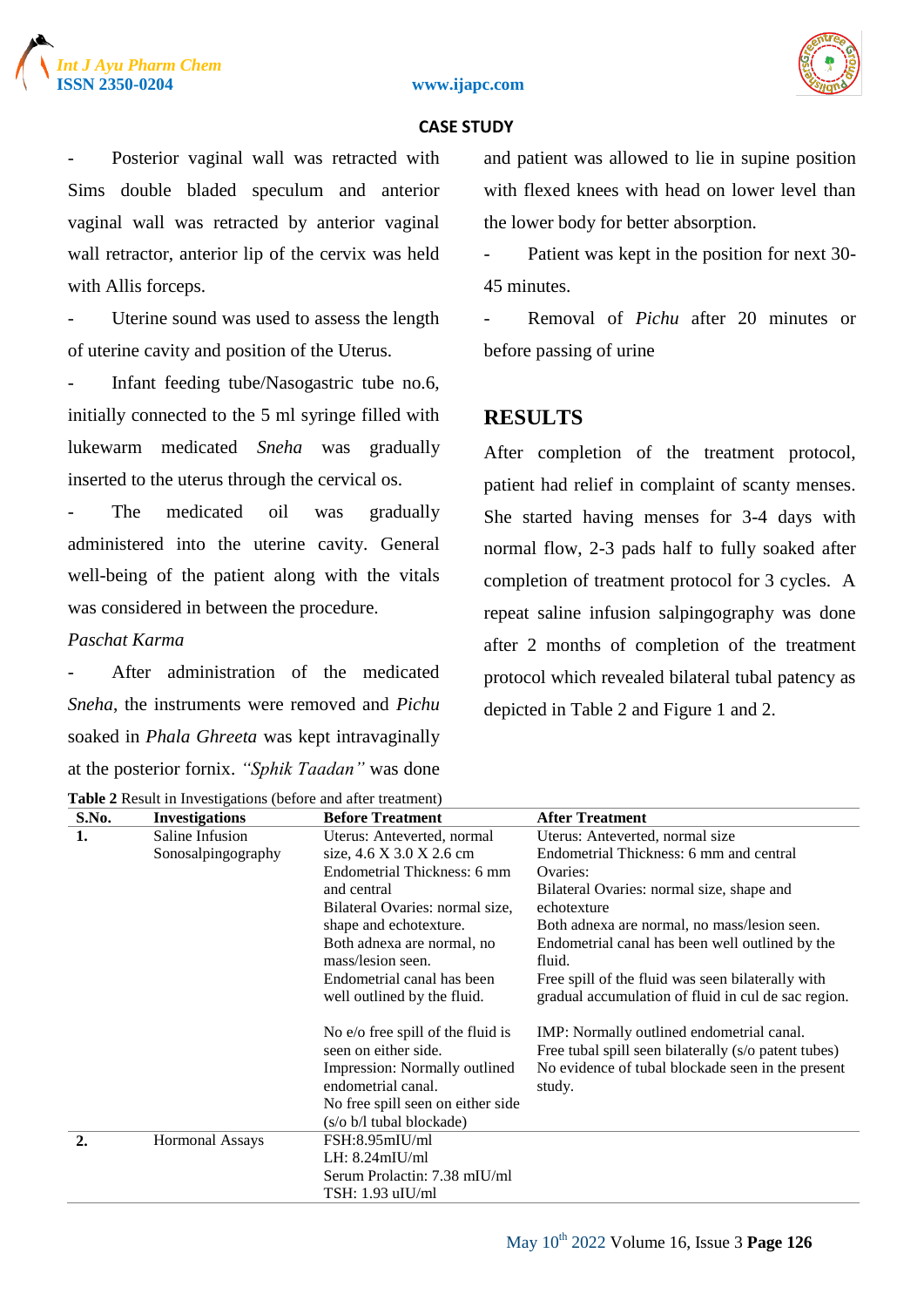- Posterior vaginal wall was retracted with Sims double bladed speculum and anterior vaginal wall was retracted by anterior vaginal wall retractor, anterior lip of the cervix was held with Allis forceps.

- Uterine sound was used to assess the length of uterine cavity and position of the Uterus.

- Infant feeding tube/Nasogastric tube no.6, initially connected to the 5 ml syringe filled with lukewarm medicated *Sneha* was gradually inserted to the uterus through the cervical os.

- The medicated oil was gradually administered into the uterine cavity. General well-being of the patient along with the vitals was considered in between the procedure.

*Paschat Karma*

- After administration of the medicated *Sneha*, the instruments were removed and *Pichu* soaked in *Phala Ghreeta* was kept intravaginally at the posterior fornix. *"Sphik Taadan"* was done and patient was allowed to lie in supine position with flexed knees with head on lower level than the lower body for better absorption.

- Patient was kept in the position for next 30-45 minutes.

- Removal of *Pichu* after 20 minutes or before passing of urine

## RESULTS

After completion of the treatment protocol, patient had relief in complaint of scanty menses. She started having menses for 3-4 days with normal flow, 2-3 pads half to fully soaked after completion of treatment protocol for 3 cycles. A repeat saline infusion salpingography was done after 2 months of completion of the treatment protocol which revealed bilateral tubal patency as depicted in Table 2 and Figure 1 and 2.

**Table 2** Result in Investigations (before and after treatment)

| S.No. | Investigations | Before Treatment | After Treatment |
|---|---|---|---|
| **1.** | Saline Infusion Sonosalpingography | Uterus: Anteverted, normal size, 4.6 X 3.0 X 2.6 cm<br>Endometrial Thickness: 6 mm and central<br>Bilateral Ovaries: normal size, shape and echotexture.<br>Both adnexa are normal, no mass/lesion seen.<br>Endometrial canal has been well outlined by the fluid.<br><br>No e/o free spill of the fluid is seen on either side.<br>Impression: Normally outlined endometrial canal.<br>No free spill seen on either side (s/o b/l tubal blockade) | Uterus: Anteverted, normal size<br>Endometrial Thickness: 6 mm and central<br>Ovaries:<br>Bilateral Ovaries: normal size, shape and echotexture<br>Both adnexa are normal, no mass/lesion seen.<br>Endometrial canal has been well outlined by the fluid.<br>Free spill of the fluid was seen bilaterally with gradual accumulation of fluid in cul de sac region.<br><br>IMP: Normally outlined endometrial canal.<br>Free tubal spill seen bilaterally (s/o patent tubes)<br>No evidence of tubal blockade seen in the present study. |
| **2.** | Hormonal Assays | FSH:8.95mIU/ml<br>LH: 8.24mIU/ml<br>Serum Prolactin: 7.38 mIU/ml<br>TSH: 1.93 uIU/ml | |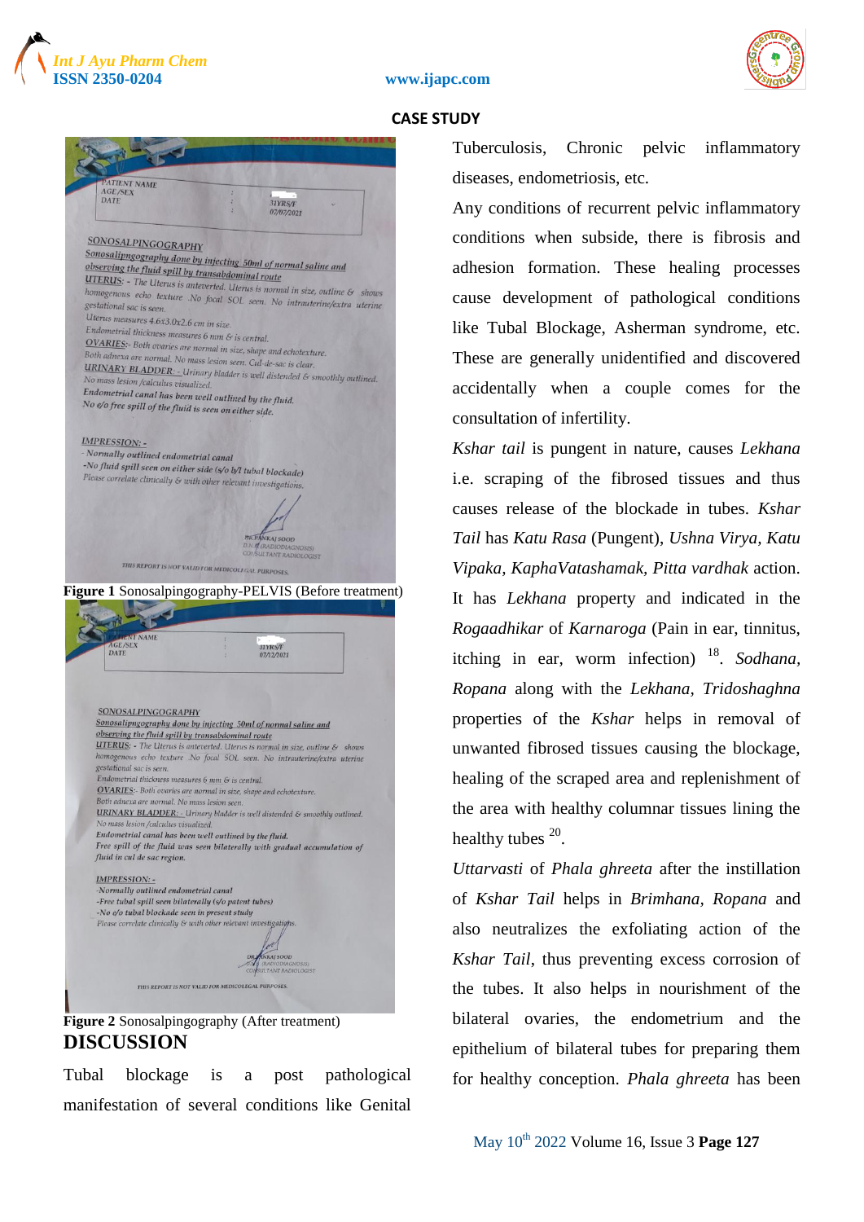**CASE STUDY**

**Figure 1** Sonosalpingography-PELVIS (Before treatment)

**Figure 2** Sonosalpingography (After treatment)

## DISCUSSION

Tubal blockage is a post pathological manifestation of several conditions like Genital Tuberculosis, Chronic pelvic inflammatory diseases, endometriosis, etc.

Any conditions of recurrent pelvic inflammatory conditions when subside, there is fibrosis and adhesion formation. These healing processes cause development of pathological conditions like Tubal Blockage, Asherman syndrome, etc. These are generally unidentified and discovered accidentally when a couple comes for the consultation of infertility.

*Kshar tail* is pungent in nature, causes *Lekhana* i.e. scraping of the fibrosed tissues and thus causes release of the blockade in tubes. *Kshar Tail* has *Katu Rasa* (Pungent), *Ushna Virya, Katu Vipaka, KaphaVatashamak, Pitta vardhak* action. It has *Lekhana* property and indicated in the *Rogaadhikar* of *Karnaroga* (Pain in ear, tinnitus, itching in ear, worm infection) [18]. *Sodhana, Ropana* along with the *Lekhana, Tridoshaghna* properties of the *Kshar* helps in removal of unwanted fibrosed tissues causing the blockage, healing of the scraped area and replenishment of the area with healthy columnar tissues lining the healthy tubes [20].

*Uttarvasti* of *Phala ghreeta* after the instillation of *Kshar Tail* helps in *Brimhana, Ropana* and also neutralizes the exfoliating action of the *Kshar Tail*, thus preventing excess corrosion of the tubes. It also helps in nourishment of the bilateral ovaries, the endometrium and the epithelium of bilateral tubes for preparing them for healthy conception. *Phala ghreeta* has been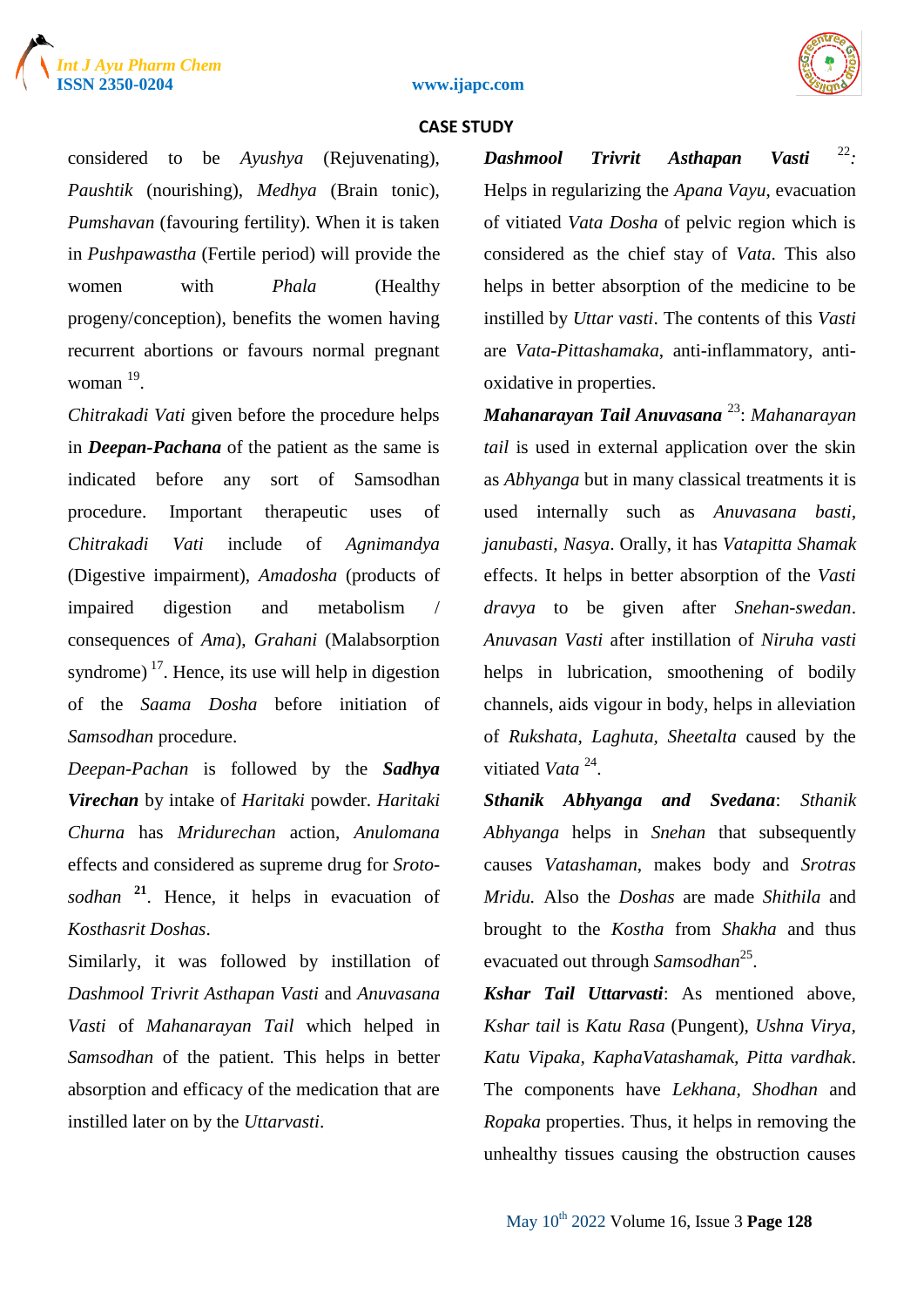considered to be *Ayushya* (Rejuvenating), *Paushtik* (nourishing), *Medhya* (Brain tonic), *Pumshavan* (favouring fertility). When it is taken in *Pushpawastha* (Fertile period) will provide the women with *Phala* (Healthy progeny/conception), benefits the women having recurrent abortions or favours normal pregnant woman [19].

*Chitrakadi Vati* given before the procedure helps in ***Deepan-Pachana*** of the patient as the same is indicated before any sort of Samsodhan procedure. Important therapeutic uses of *Chitrakadi Vati* include of *Agnimandya* (Digestive impairment), *Amadosha* (products of impaired digestion and metabolism / consequences of *Ama*), *Grahani* (Malabsorption syndrome) [17]. Hence, its use will help in digestion of the *Saama Dosha* before initiation of *Samsodhan* procedure.

*Deepan-Pachan* is followed by the ***Sadhya Virechan*** by intake of *Haritaki* powder. *Haritaki Churna* has *Mridurechan* action, *Anulomana* effects and considered as supreme drug for *Sroto-sodhan* [21]. Hence, it helps in evacuation of *Kosthasrit Doshas*.

Similarly, it was followed by instillation of *Dashmool Trivrt Asthapan Vasti* and *Anuvasana Vasti* of *Mahanarayan Tail* which helped in *Samsodhan* of the patient. This helps in better absorption and efficacy of the medication that are instilled later on by the *Uttarvasti*.

***Dashmool Trivrit Asthapan Vasti*** [22]: Helps in regularizing the *Apana Vayu*, evacuation of vitiated *Vata Dosha* of pelvic region which is considered as the chief stay of *Vata*. This also helps in better absorption of the medicine to be instilled by *Uttar vasti*. The contents of this *Vasti* are *Vata-Pittashamaka*, anti-inflammatory, anti-oxidative in properties.

***Mahanarayan Tail Anuvasana*** [23]: *Mahanarayan tail* is used in external application over the skin as *Abhyanga* but in many classical treatments it is used internally such as *Anuvasana basti, janubasti, Nasya*. Orally, it has *Vatapitta Shamak* effects. It helps in better absorption of the *Vasti dravya* to be given after *Snehan-swedan*. *Anuvasan Vasti* after instillation of *Niruha vasti* helps in lubrication, smoothening of bodily channels, aids vigour in body, helps in alleviation of *Rukshata, Laghuta, Sheetalta* caused by the vitiated *Vata* [24].

***Sthanik Abhyanga and Svedana***: *Sthanik Abhyanga* helps in *Snehan* that subsequently causes *Vatashaman*, makes body and *Srotras Mridu*. Also the *Doshas* are made *Shithila* and brought to the *Kostha* from *Shakha* and thus evacuated out through *Samsodhan*[25].

***Kshar Tail Uttarvasti***: As mentioned above, *Kshar tail* is *Katu Rasa* (Pungent), *Ushna Virya, Katu Vipaka, KaphaVatashamak, Pitta vardhak*. The components have *Lekhana, Shodhan* and *Ropaka* properties. Thus, it helps in removing the unhealthy tissues causing the obstruction causes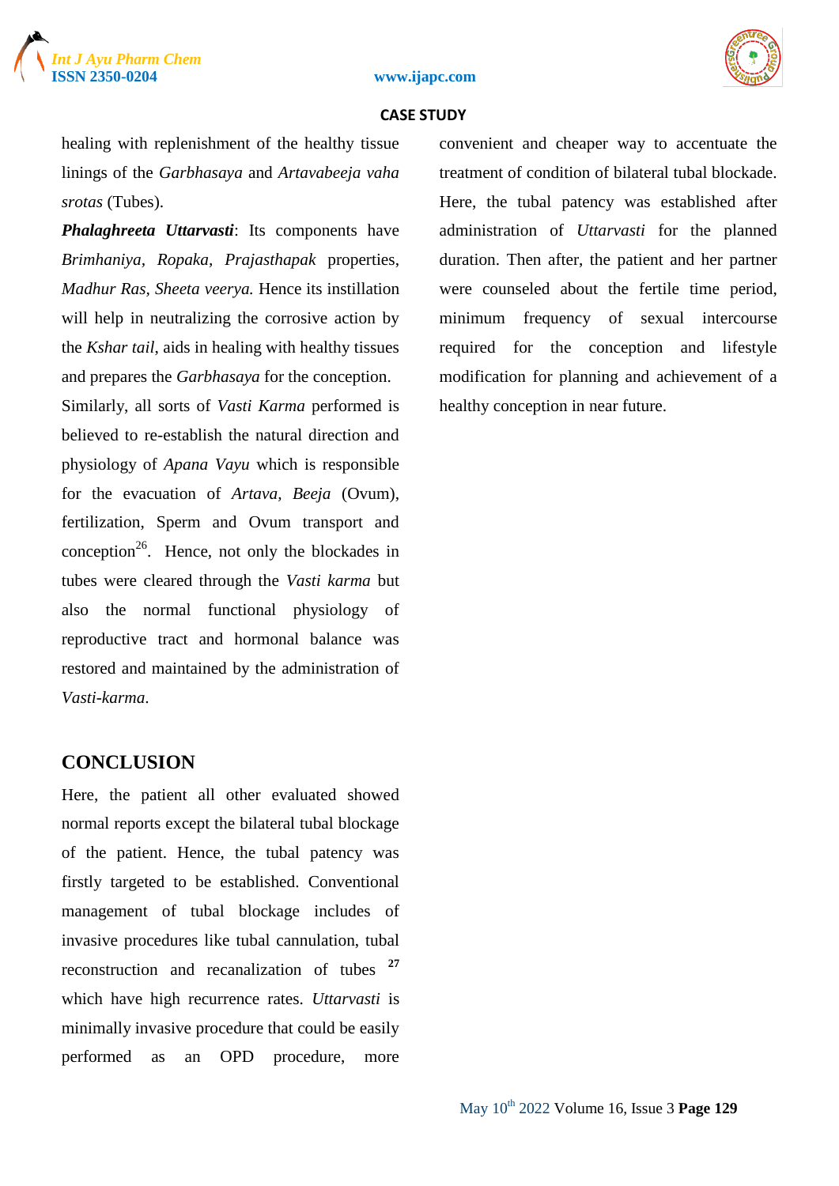healing with replenishment of the healthy tissue linings of the *Garbhasaya* and *Artavabeeja vaha srotas* (Tubes).

***Phalaghreeta Uttarvasti***: Its components have *Brimhaniya, Ropaka, Prajasthapak* properties, *Madhur Ras, Sheeta veerya.* Hence its instillation will help in neutralizing the corrosive action by the *Kshar tail*, aids in healing with healthy tissues and prepares the *Garbhasaya* for the conception.

Similarly, all sorts of *Vasti Karma* performed is believed to re-establish the natural direction and physiology of *Apana Vayu* which is responsible for the evacuation of *Artava, Beeja* (Ovum), fertilization, Sperm and Ovum transport and conception[26]. Hence, not only the blockades in tubes were cleared through the *Vasti karma* but also the normal functional physiology of reproductive tract and hormonal balance was restored and maintained by the administration of *Vasti-karma*.

## CONCLUSION

Here, the patient all other evaluated showed normal reports except the bilateral tubal blockage of the patient. Hence, the tubal patency was firstly targeted to be established. Conventional management of tubal blockage includes of invasive procedures like tubal cannulation, tubal reconstruction and recanalization of tubes [27] which have high recurrence rates. *Uttarvasti* is minimally invasive procedure that could be easily performed as an OPD procedure, more convenient and cheaper way to accentuate the treatment of condition of bilateral tubal blockade. Here, the tubal patency was established after administration of *Uttarvasti* for the planned duration. Then after, the patient and her partner were counseled about the fertile time period, minimum frequency of sexual intercourse required for the conception and lifestyle modification for planning and achievement of a healthy conception in near future.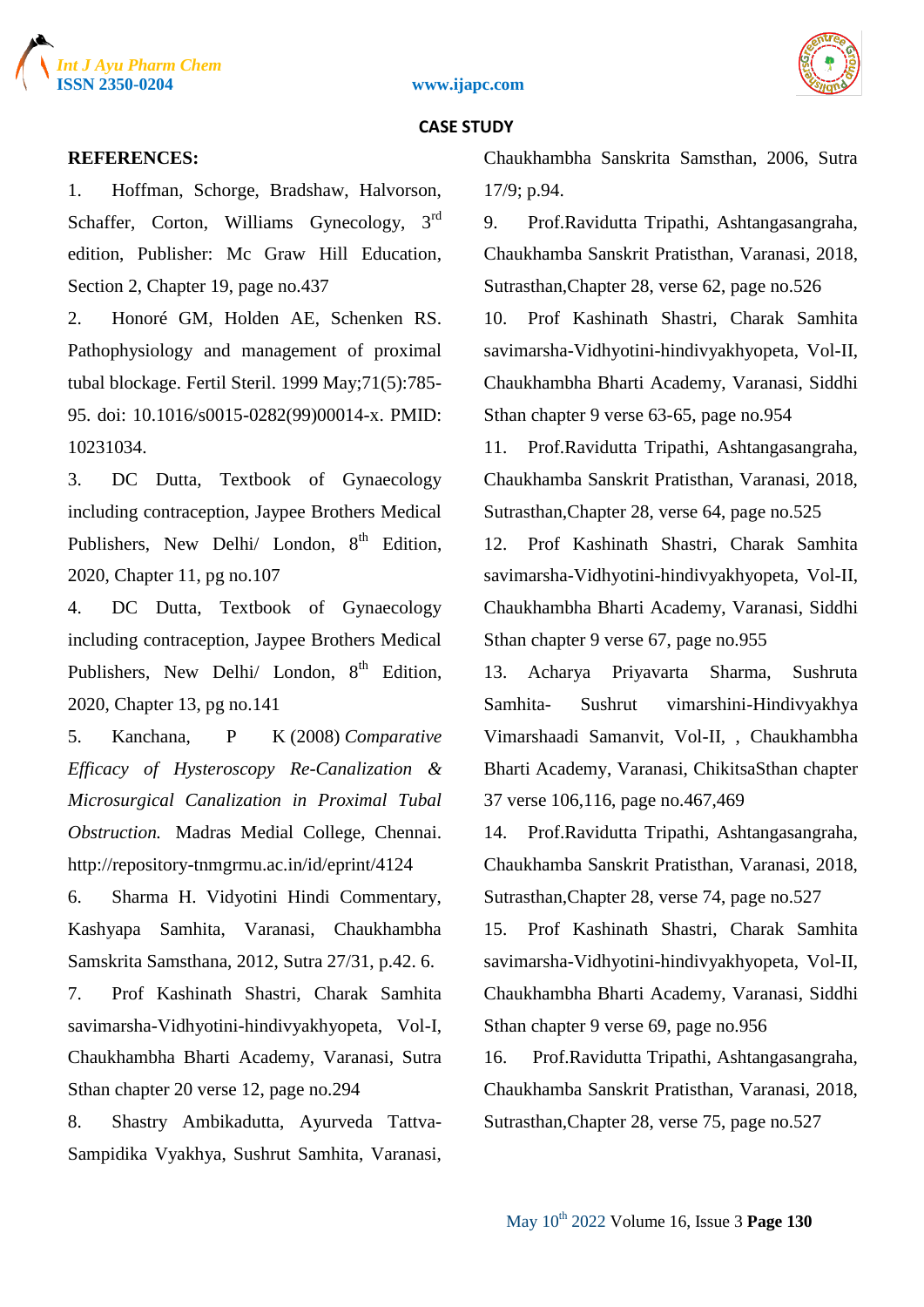## REFERENCES:

1. Hoffman, Schorge, Bradshaw, Halvorson, Schaffer, Corton, Williams Gynecology, 3rd edition, Publisher: Mc Graw Hill Education, Section 2, Chapter 19, page no.437
2. Honoré GM, Holden AE, Schenken RS. Pathophysiology and management of proximal tubal blockage. Fertil Steril. 1999 May;71(5):785-95. doi: 10.1016/s0015-0282(99)00014-x. PMID: 10231034.
3. DC Dutta, Textbook of Gynaecology including contraception, Jaypee Brothers Medical Publishers, New Delhi/ London, 8th Edition, 2020, Chapter 11, pg no.107
4. DC Dutta, Textbook of Gynaecology including contraception, Jaypee Brothers Medical Publishers, New Delhi/ London, 8th Edition, 2020, Chapter 13, pg no.141
5. Kanchana, P K (2008) *Comparative Efficacy of Hysteroscopy Re-Canalization & Microsurgical Canalization in Proximal Tubal Obstruction.* Madras Medial College, Chennai. http://repository-tnmgrmu.ac.in/id/eprint/4124
6. Sharma H. Vidyotini Hindi Commentary, Kashyapa Samhita, Varanasi, Chaukhambha Samskrita Samsthana, 2012, Sutra 27/31, p.42. 6.
7. Prof Kashinath Shastri, Charak Samhita savimarsha-Vidhyotini-hindivyakhyopeta, Vol-I, Chaukhambha Bharti Academy, Varanasi, Sutra Sthan chapter 20 verse 12, page no.294
8. Shastry Ambikadutta, Ayurveda Tattva-Sampidika Vyakhya, Sushrut Samhita, Varanasi, Chaukhambha Sanskrita Samsthan, 2006, Sutra 17/9; p.94.
9. Prof.Ravidutta Tripathi, Ashtangasangraha, Chaukhamba Sanskrit Pratisthan, Varanasi, 2018, Sutrasthan,Chapter 28, verse 62, page no.526
10. Prof Kashinath Shastri, Charak Samhita savimarsha-Vidhyotini-hindivyakhyopeta, Vol-II, Chaukhambha Bharti Academy, Varanasi, Siddhi Sthan chapter 9 verse 63-65, page no.954
11. Prof.Ravidutta Tripathi, Ashtangasangraha, Chaukhamba Sanskrit Pratisthan, Varanasi, 2018, Sutrasthan,Chapter 28, verse 64, page no.525
12. Prof Kashinath Shastri, Charak Samhita savimarsha-Vidhyotini-hindivyakhyopeta, Vol-II, Chaukhambha Bharti Academy, Varanasi, Siddhi Sthan chapter 9 verse 67, page no.955
13. Acharya Priyavarta Sharma, Sushruta Samhita- Sushrut vimarshini-Hindivyakhya Vimarshaadi Samanvit, Vol-II, , Chaukhambha Bharti Academy, Varanasi, ChikitsaSthan chapter 37 verse 106,116, page no.467,469
14. Prof.Ravidutta Tripathi, Ashtangasangraha, Chaukhamba Sanskrit Pratisthan, Varanasi, 2018, Sutrasthan,Chapter 28, verse 74, page no.527
15. Prof Kashinath Shastri, Charak Samhita savimarsha-Vidhyotini-hindivyakhyopeta, Vol-II, Chaukhambha Bharti Academy, Varanasi, Siddhi Sthan chapter 9 verse 69, page no.956
16. Prof.Ravidutta Tripathi, Ashtangasangraha, Chaukhamba Sanskrit Pratisthan, Varanasi, 2018, Sutrasthan,Chapter 28, verse 75, page no.527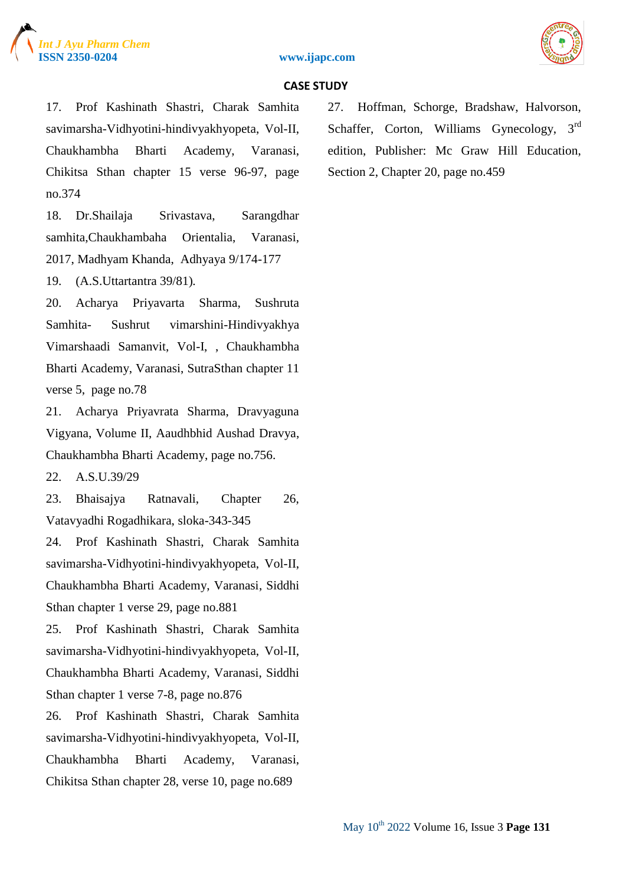17. Prof Kashinath Shastri, Charak Samhita savimarsha-Vidhyotini-hindivyakhyopeta, Vol-II, Chaukhambha Bharti Academy, Varanasi, Chikitsa Sthan chapter 15 verse 96-97, page no.374

18. Dr.Shailaja Srivastava, Sarangdhar samhita,Chaukhambaha Orientalia, Varanasi, 2017, Madhyam Khanda, Adhyaya 9/174-177

19. (A.S.Uttartantra 39/81).

20. Acharya Priyavarta Sharma, Sushruta Samhita- Sushrut vimarshini-Hindivyakhya Vimarshaadi Samanvit, Vol-I, , Chaukhambha Bharti Academy, Varanasi, SutraSthan chapter 11 verse 5, page no.78

21. Acharya Priyavrata Sharma, Dravyaguna Vigyana, Volume II, Aaudhbhid Aushad Dravya, Chaukhambha Bharti Academy, page no.756.

22. A.S.U.39/29

23. Bhaisajya Ratnavali, Chapter 26, Vatavyadhi Rogadhikara, sloka-343-345

24. Prof Kashinath Shastri, Charak Samhita savimarsha-Vidhyotini-hindivyakhyopeta, Vol-II, Chaukhambha Bharti Academy, Varanasi, Siddhi Sthan chapter 1 verse 29, page no.881

25. Prof Kashinath Shastri, Charak Samhita savimarsha-Vidhyotini-hindivyakhyopeta, Vol-II, Chaukhambha Bharti Academy, Varanasi, Siddhi Sthan chapter 1 verse 7-8, page no.876

26. Prof Kashinath Shastri, Charak Samhita savimarsha-Vidhyotini-hindivyakhyopeta, Vol-II, Chaukhambha Bharti Academy, Varanasi, Chikitsa Sthan chapter 28, verse 10, page no.689

27. Hoffman, Schorge, Bradshaw, Halvorson, Schaffer, Corton, Williams Gynecology, 3rd edition, Publisher: Mc Graw Hill Education, Section 2, Chapter 20, page no.459